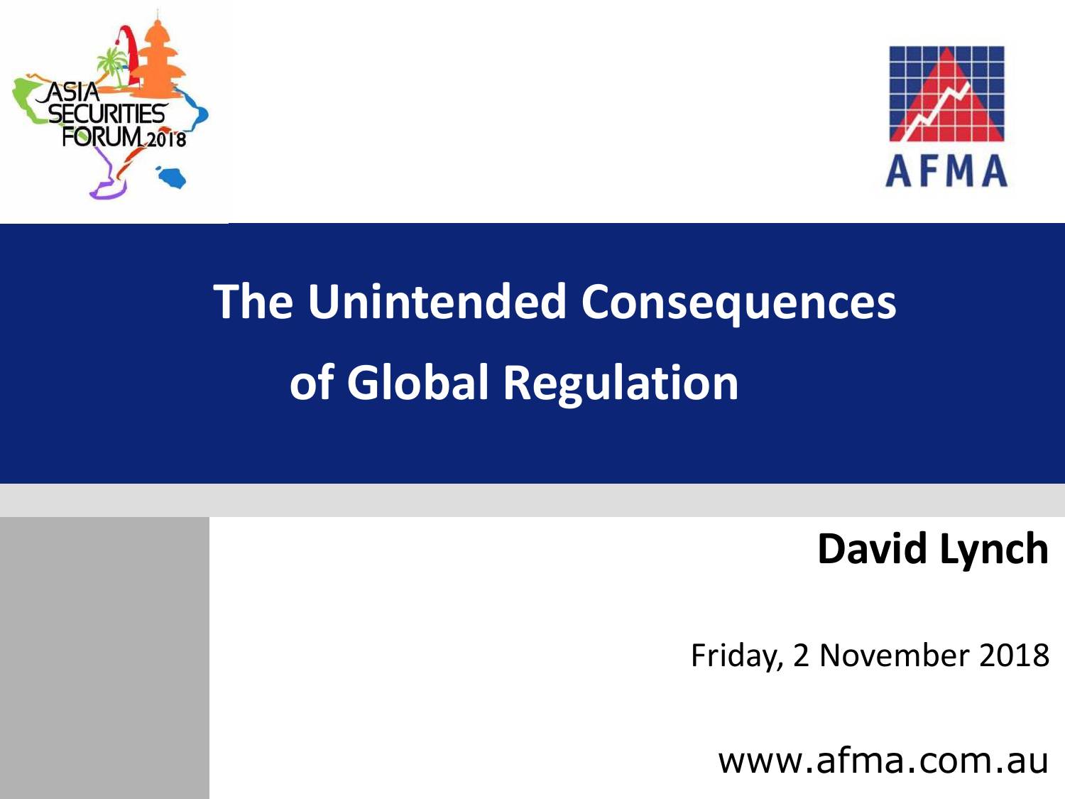# The Unintended Consequences of Global Regulation

**David Lynch**

Friday, 2 November 2018

www.afma.com.au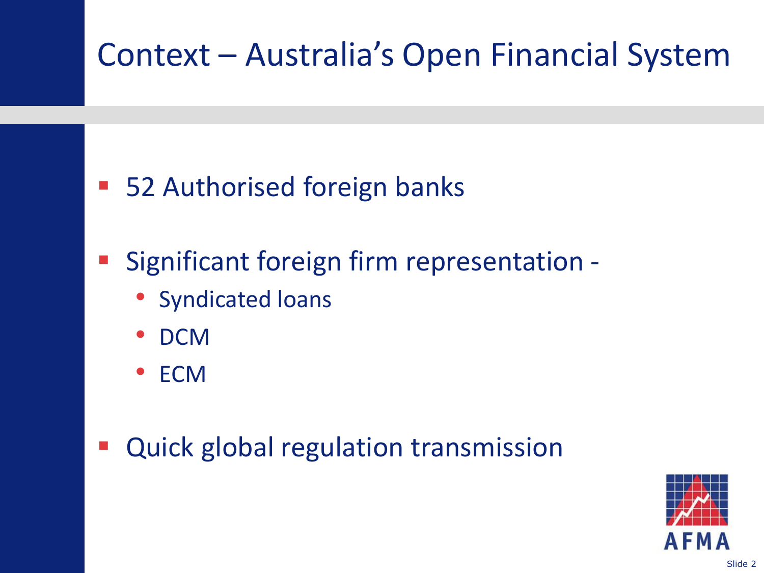# Context – Australia's Open Financial System

- 52 Authorised foreign banks
- Significant foreign firm representation -
  - Syndicated loans
  - DCM
  - ECM
- Quick global regulation transmission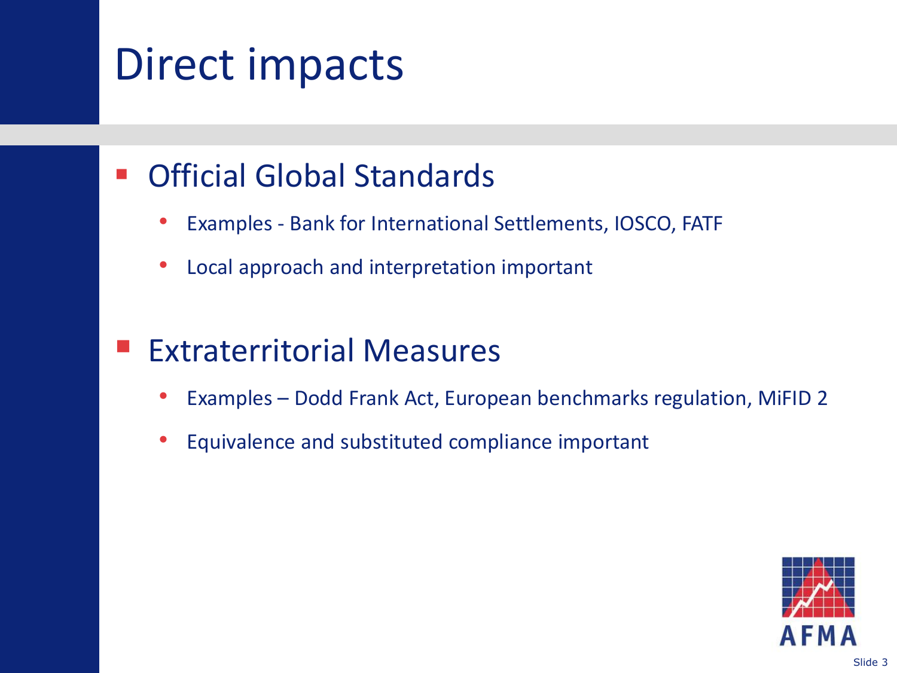# Direct impacts

- Official Global Standards
  - Examples - Bank for International Settlements, IOSCO, FATF
  - Local approach and interpretation important

- Extraterritorial Measures
  - Examples – Dodd Frank Act, European benchmarks regulation, MiFID 2
  - Equivalence and substituted compliance important

AFMA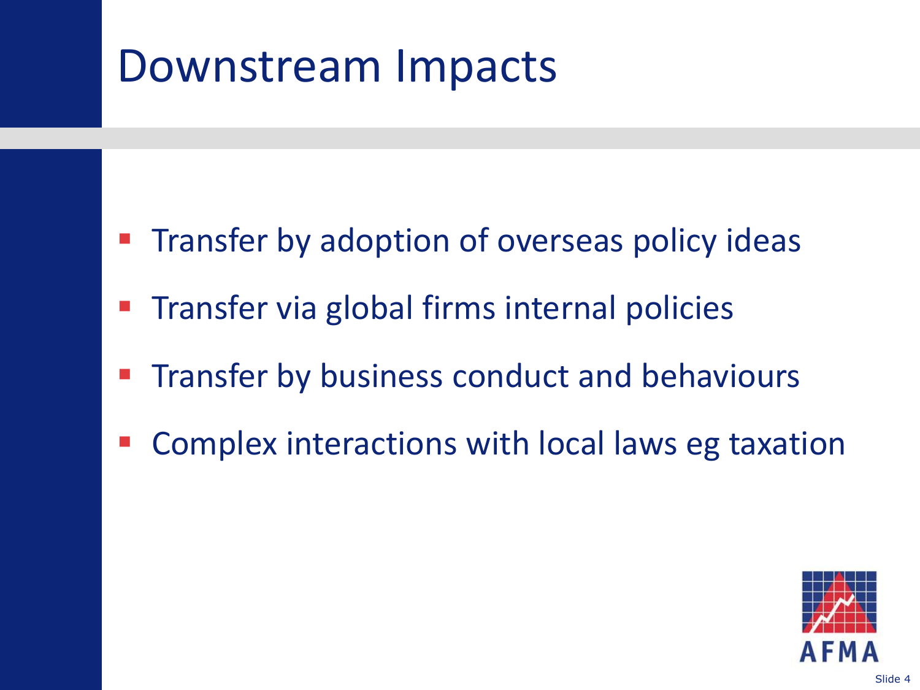# Downstream Impacts

- Transfer by adoption of overseas policy ideas
- Transfer via global firms internal policies
- Transfer by business conduct and behaviours
- Complex interactions with local laws eg taxation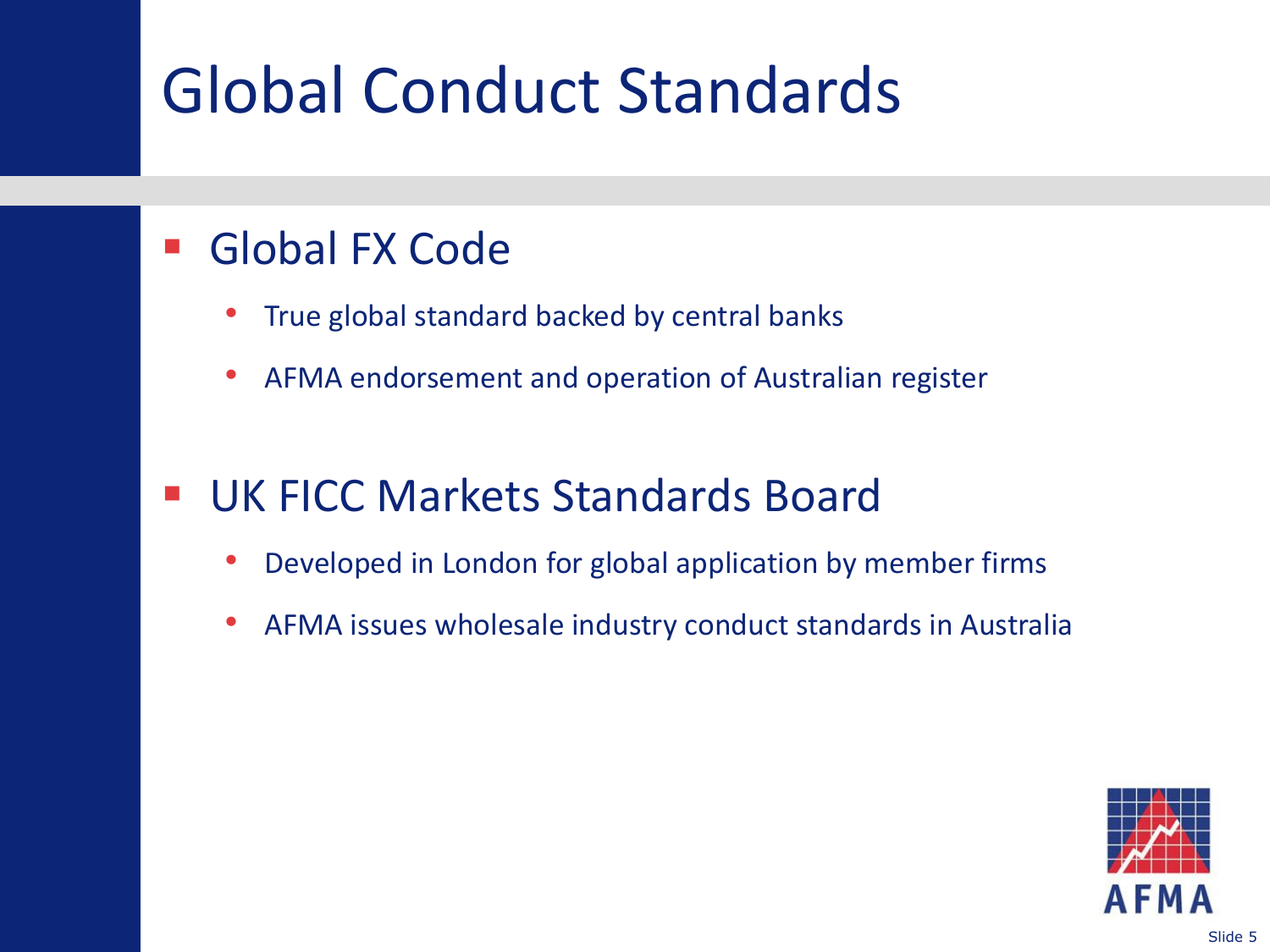# Global Conduct Standards

- Global FX Code
  - True global standard backed by central banks
  - AFMA endorsement and operation of Australian register
- UK FICC Markets Standards Board
  - Developed in London for global application by member firms
  - AFMA issues wholesale industry conduct standards in Australia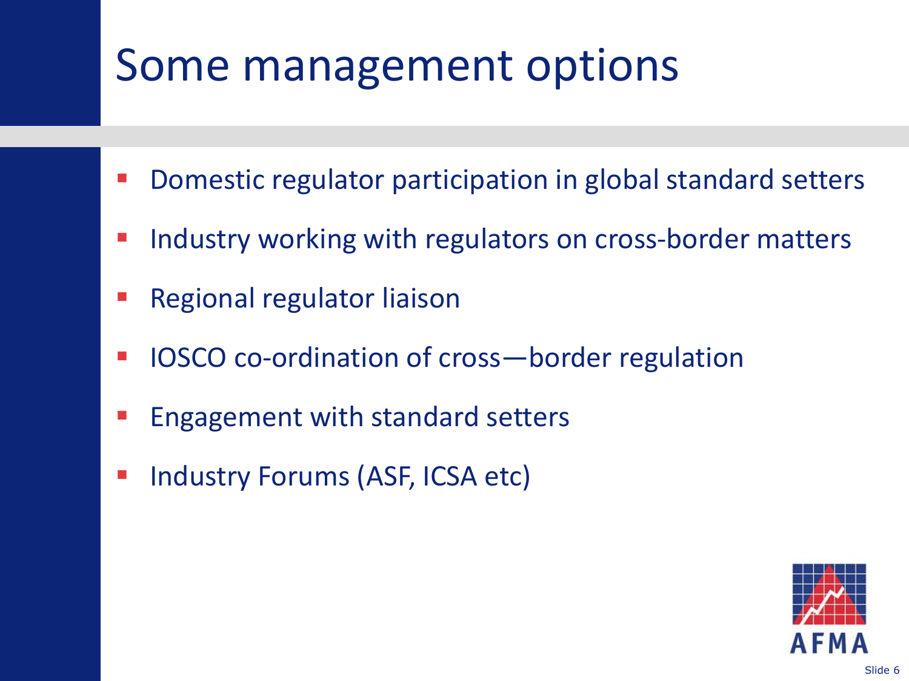# Some management options

- Domestic regulator participation in global standard setters
- Industry working with regulators on cross-border matters
- Regional regulator liaison
- IOSCO co-ordination of cross—border regulation
- Engagement with standard setters
- Industry Forums (ASF, ICSA etc)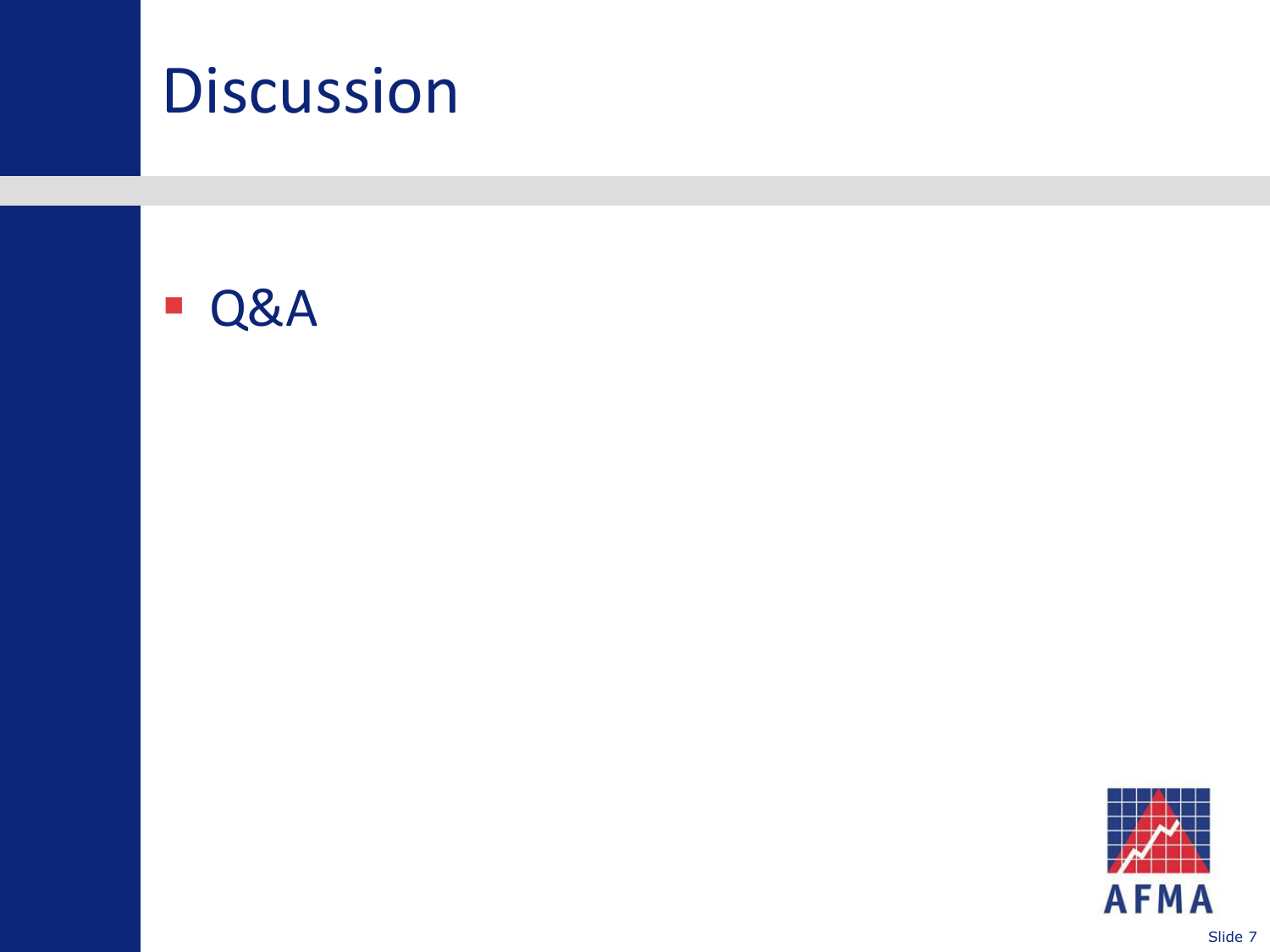# Discussion

- Q&A